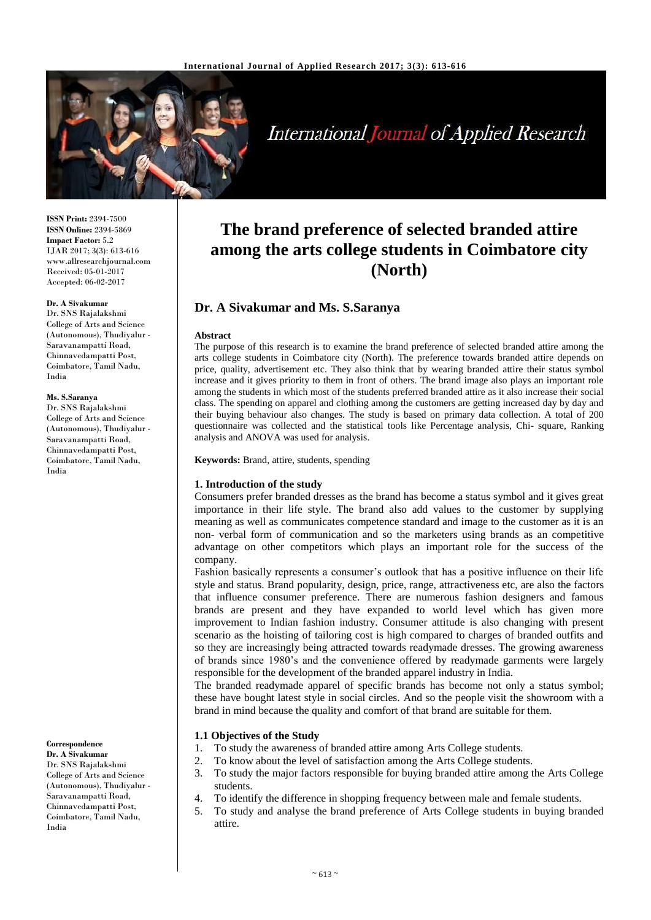**ISSN Print:** 2394-7500
**ISSN Online:** 2394-5869
**Impact Factor:** 5.2
IJAR 2017; 3(3): 613-616
www.allresearchjournal.com
Received: 05-01-2017
Accepted: 06-02-2017

**Dr. A Sivakumar**
Dr. SNS Rajalakshmi College of Arts and Science (Autonomous), Thudiyalur - Saravanampatti Road, Chinnavedampatti Post, Coimbatore, Tamil Nadu, India

**Ms. S.Saranya**
Dr. SNS Rajalakshmi College of Arts and Science (Autonomous), Thudiyalur - Saravanampatti Road, Chinnavedampatti Post, Coimbatore, Tamil Nadu, India

**Correspondence**
**Dr. A Sivakumar**
Dr. SNS Rajalakshmi College of Arts and Science (Autonomous), Thudiyalur - Saravanampatti Road, Chinnavedampatti Post, Coimbatore, Tamil Nadu, India

# The brand preference of selected branded attire among the arts college students in Coimbatore city (North)

## Dr. A Sivakumar and Ms. S.Saranya

**Abstract**

The purpose of this research is to examine the brand preference of selected branded attire among the arts college students in Coimbatore city (North). The preference towards branded attire depends on price, quality, advertisement etc. They also think that by wearing branded attire their status symbol increase and it gives priority to them in front of others. The brand image also plays an important role among the students in which most of the students preferred branded attire as it also increase their social class. The spending on apparel and clothing among the customers are getting increased day by day and their buying behaviour also changes. The study is based on primary data collection. A total of 200 questionnaire was collected and the statistical tools like Percentage analysis, Chi- square, Ranking analysis and ANOVA was used for analysis.

**Keywords:** Brand, attire, students, spending

### 1. Introduction of the study

Consumers prefer branded dresses as the brand has become a status symbol and it gives great importance in their life style. The brand also add values to the customer by supplying meaning as well as communicates competence standard and image to the customer as it is an non- verbal form of communication and so the marketers using brands as an competitive advantage on other competitors which plays an important role for the success of the company.

Fashion basically represents a consumer's outlook that has a positive influence on their life style and status. Brand popularity, design, price, range, attractiveness etc, are also the factors that influence consumer preference. There are numerous fashion designers and famous brands are present and they have expanded to world level which has given more improvement to Indian fashion industry. Consumer attitude is also changing with present scenario as the hoisting of tailoring cost is high compared to charges of branded outfits and so they are increasingly being attracted towards readymade dresses. The growing awareness of brands since 1980's and the convenience offered by readymade garments were largely responsible for the development of the branded apparel industry in India.

The branded readymade apparel of specific brands has become not only a status symbol; these have bought latest style in social circles. And so the people visit the showroom with a brand in mind because the quality and comfort of that brand are suitable for them.

### 1.1 Objectives of the Study

1. To study the awareness of branded attire among Arts College students.
2. To know about the level of satisfaction among the Arts College students.
3. To study the major factors responsible for buying branded attire among the Arts College students.
4. To identify the difference in shopping frequency between male and female students.
5. To study and analyse the brand preference of Arts College students in buying branded attire.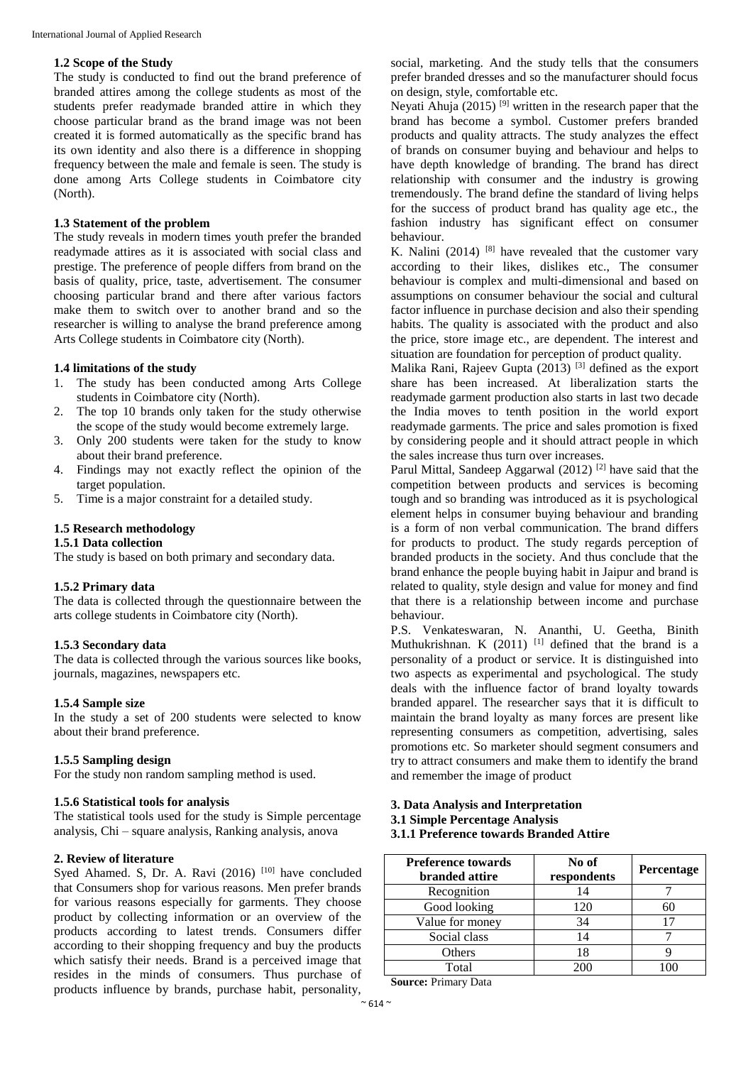### 1.2 Scope of the Study

The study is conducted to find out the brand preference of branded attires among the college students as most of the students prefer readymade branded attire in which they choose particular brand as the brand image was not been created it is formed automatically as the specific brand has its own identity and also there is a difference in shopping frequency between the male and female is seen. The study is done among Arts College students in Coimbatore city (North).

### 1.3 Statement of the problem

The study reveals in modern times youth prefer the branded readymade attires as it is associated with social class and prestige. The preference of people differs from brand on the basis of quality, price, taste, advertisement. The consumer choosing particular brand and there after various factors make them to switch over to another brand and so the researcher is willing to analyse the brand preference among Arts College students in Coimbatore city (North).

### 1.4 limitations of the study

1. The study has been conducted among Arts College students in Coimbatore city (North).
2. The top 10 brands only taken for the study otherwise the scope of the study would become extremely large.
3. Only 200 students were taken for the study to know about their brand preference.
4. Findings may not exactly reflect the opinion of the target population.
5. Time is a major constraint for a detailed study.

### 1.5 Research methodology

#### 1.5.1 Data collection

The study is based on both primary and secondary data.

#### 1.5.2 Primary data

The data is collected through the questionnaire between the arts college students in Coimbatore city (North).

#### 1.5.3 Secondary data

The data is collected through the various sources like books, journals, magazines, newspapers etc.

#### 1.5.4 Sample size

In the study a set of 200 students were selected to know about their brand preference.

#### 1.5.5 Sampling design

For the study non random sampling method is used.

#### 1.5.6 Statistical tools for analysis

The statistical tools used for the study is Simple percentage analysis, Chi – square analysis, Ranking analysis, anova

## 2. Review of literature

Syed Ahamed. S, Dr. A. Ravi (2016) [10] have concluded that Consumers shop for various reasons. Men prefer brands for various reasons especially for garments. They choose product by collecting information or an overview of the products according to latest trends. Consumers differ according to their shopping frequency and buy the products which satisfy their needs. Brand is a perceived image that resides in the minds of consumers. Thus purchase of products influence by brands, purchase habit, personality, social, marketing. And the study tells that the consumers prefer branded dresses and so the manufacturer should focus on design, style, comfortable etc.

Neyati Ahuja (2015) [9] written in the research paper that the brand has become a symbol. Customer prefers branded products and quality attracts. The study analyzes the effect of brands on consumer buying and behaviour and helps to have depth knowledge of branding. The brand has direct relationship with consumer and the industry is growing tremendously. The brand define the standard of living helps for the success of product brand has quality age etc., the fashion industry has significant effect on consumer behaviour.

K. Nalini (2014) [8] have revealed that the customer vary according to their likes, dislikes etc., The consumer behaviour is complex and multi-dimensional and based on assumptions on consumer behaviour the social and cultural factor influence in purchase decision and also their spending habits. The quality is associated with the product and also the price, store image etc., are dependent. The interest and situation are foundation for perception of product quality.

Malika Rani, Rajeev Gupta (2013) [3] defined as the export share has been increased. At liberalization starts the readymade garment production also starts in last two decade the India moves to tenth position in the world export readymade garments. The price and sales promotion is fixed by considering people and it should attract people in which the sales increase thus turn over increases.

Parul Mittal, Sandeep Aggarwal (2012) [2] have said that the competition between products and services is becoming tough and so branding was introduced as it is psychological element helps in consumer buying behaviour and branding is a form of non verbal communication. The brand differs for products to product. The study regards perception of branded products in the society. And thus conclude that the brand enhance the people buying habit in Jaipur and brand is related to quality, style design and value for money and find that there is a relationship between income and purchase behaviour.

P.S. Venkateswaran, N. Ananthi, U. Geetha, Binith Muthukrishnan. K (2011) [1] defined that the brand is a personality of a product or service. It is distinguished into two aspects as experimental and psychological. The study deals with the influence factor of brand loyalty towards branded apparel. The researcher says that it is difficult to maintain the brand loyalty as many forces are present like representing consumers as competition, advertising, sales promotions etc. So marketer should segment consumers and try to attract consumers and make them to identify the brand and remember the image of product

## 3. Data Analysis and Interpretation

### 3.1 Simple Percentage Analysis

#### 3.1.1 Preference towards Branded Attire

| Preference towards branded attire | No of respondents | Percentage |
|---|---|---|
| Recognition | 14 | 7 |
| Good looking | 120 | 60 |
| Value for money | 34 | 17 |
| Social class | 14 | 7 |
| Others | 18 | 9 |
| Total | 200 | 100 |

**Source:** Primary Data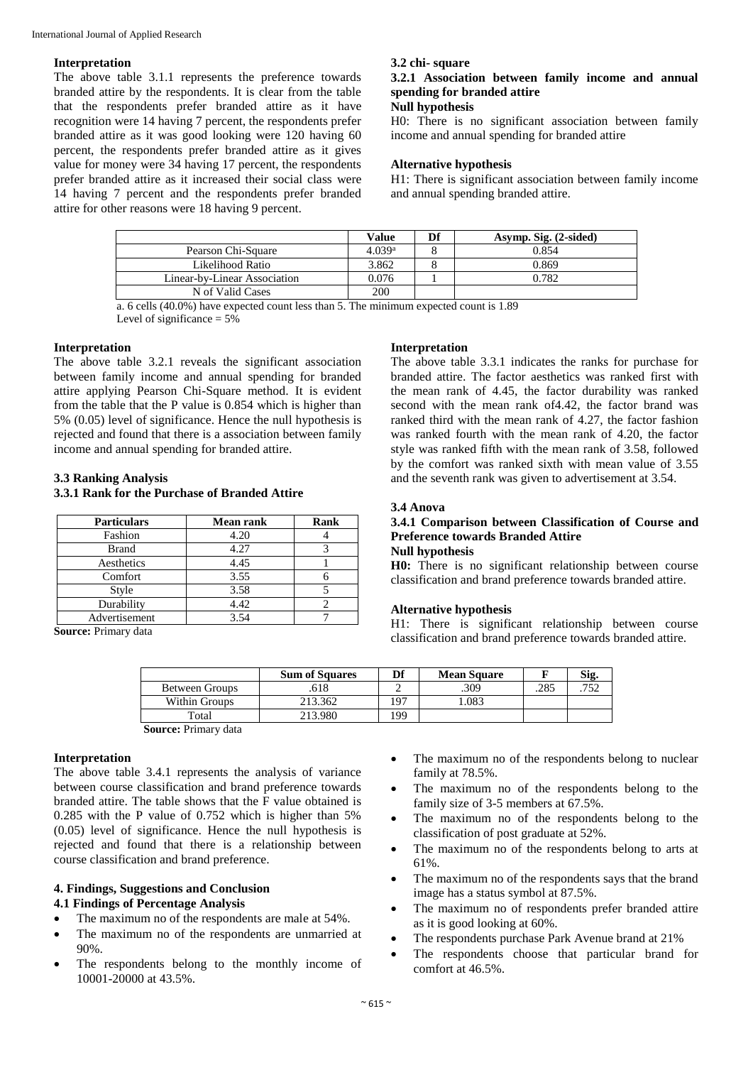### Interpretation

The above table 3.1.1 represents the preference towards branded attire by the respondents. It is clear from the table that the respondents prefer branded attire as it have recognition were 14 having 7 percent, the respondents prefer branded attire as it was good looking were 120 having 60 percent, the respondents prefer branded attire as it gives value for money were 34 having 17 percent, the respondents prefer branded attire as it increased their social class were 14 having 7 percent and the respondents prefer branded attire for other reasons were 18 having 9 percent.

### 3.2 chi- square

#### 3.2.1 Association between family income and annual spending for branded attire

**Null hypothesis**

H0: There is no significant association between family income and annual spending for branded attire

**Alternative hypothesis**

H1: There is significant association between family income and annual spending branded attire.

| | Value | Df | Asymp. Sig. (2-sided) |
|---|---|---|---|
| Pearson Chi-Square | 4.039[a] | 8 | 0.854 |
| Likelihood Ratio | 3.862 | 8 | 0.869 |
| Linear-by-Linear Association | 0.076 | 1 | 0.782 |
| N of Valid Cases | 200 | | |

a. 6 cells (40.0%) have expected count less than 5. The minimum expected count is 1.89

Level of significance = 5%

### Interpretation

The above table 3.2.1 reveals the significant association between family income and annual spending for branded attire applying Pearson Chi-Square method. It is evident from the table that the P value is 0.854 which is higher than 5% (0.05) level of significance. Hence the null hypothesis is rejected and found that there is a association between family income and annual spending for branded attire.

### 3.3 Ranking Analysis

#### 3.3.1 Rank for the Purchase of Branded Attire

| Particulars | Mean rank | Rank |
|---|---|---|
| Fashion | 4.20 | 4 |
| Brand | 4.27 | 3 |
| Aesthetics | 4.45 | 1 |
| Comfort | 3.55 | 6 |
| Style | 3.58 | 5 |
| Durability | 4.42 | 2 |
| Advertisement | 3.54 | 7 |

**Source:** Primary data

### Interpretation

The above table 3.3.1 indicates the ranks for purchase for branded attire. The factor aesthetics was ranked first with the mean rank of 4.45, the factor durability was ranked second with the mean rank of4.42, the factor brand was ranked third with the mean rank of 4.27, the factor fashion was ranked fourth with the mean rank of 4.20, the factor style was ranked fifth with the mean rank of 3.58, followed by the comfort was ranked sixth with mean value of 3.55 and the seventh rank was given to advertisement at 3.54.

### 3.4 Anova

#### 3.4.1 Comparison between Classification of Course and Preference towards Branded Attire

**Null hypothesis**

**H0:** There is no significant relationship between course classification and brand preference towards branded attire.

**Alternative hypothesis**

H1: There is significant relationship between course classification and brand preference towards branded attire.

| | Sum of Squares | Df | Mean Square | F | Sig. |
|---|---|---|---|---|---|
| Between Groups | .618 | 2 | .309 | .285 | .752 |
| Within Groups | 213.362 | 197 | 1.083 | | |
| Total | 213.980 | 199 | | | |

**Source:** Primary data

### Interpretation

The above table 3.4.1 represents the analysis of variance between course classification and brand preference towards branded attire. The table shows that the F value obtained is 0.285 with the P value of 0.752 which is higher than 5% (0.05) level of significance. Hence the null hypothesis is rejected and found that there is a relationship between course classification and brand preference.

## 4. Findings, Suggestions and Conclusion

### 4.1 Findings of Percentage Analysis

- The maximum no of the respondents are male at 54%.
- The maximum no of the respondents are unmarried at 90%.
- The respondents belong to the monthly income of 10001-20000 at 43.5%.
- The maximum no of the respondents belong to nuclear family at 78.5%.
- The maximum no of the respondents belong to the family size of 3-5 members at 67.5%.
- The maximum no of the respondents belong to the classification of post graduate at 52%.
- The maximum no of the respondents belong to arts at 61%.
- The maximum no of the respondents says that the brand image has a status symbol at 87.5%.
- The maximum no of respondents prefer branded attire as it is good looking at 60%.
- The respondents purchase Park Avenue brand at 21%
- The respondents choose that particular brand for comfort at 46.5%.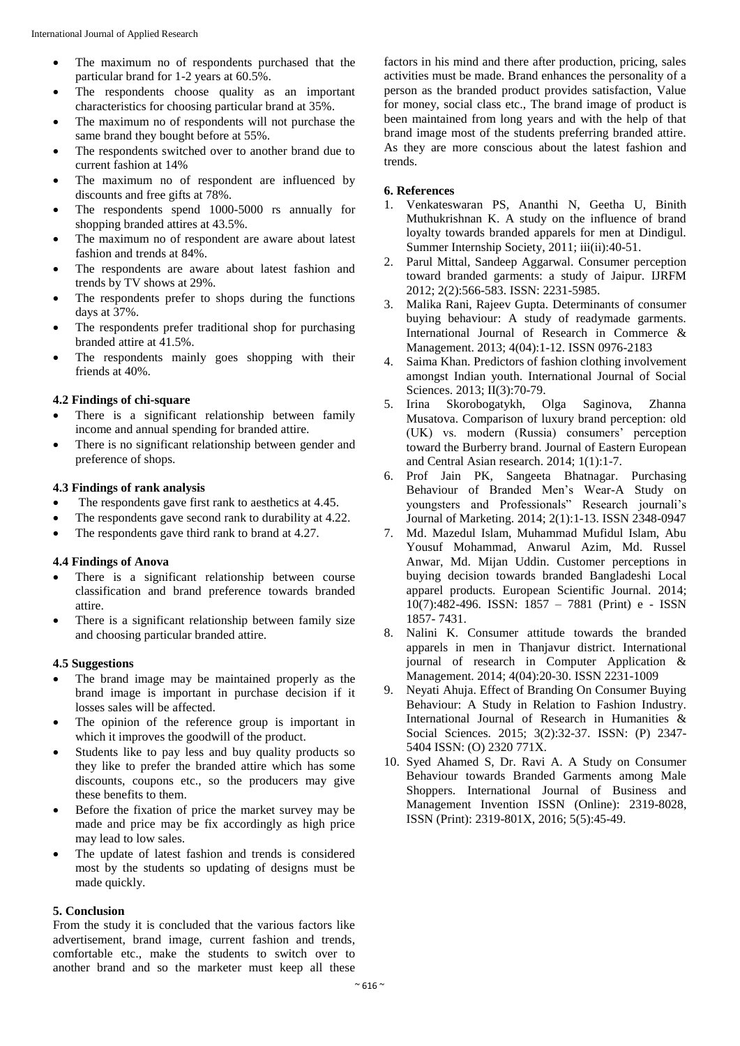- The maximum no of respondents purchased that the particular brand for 1-2 years at 60.5%.
- The respondents choose quality as an important characteristics for choosing particular brand at 35%.
- The maximum no of respondents will not purchase the same brand they bought before at 55%.
- The respondents switched over to another brand due to current fashion at 14%
- The maximum no of respondent are influenced by discounts and free gifts at 78%.
- The respondents spend 1000-5000 rs annually for shopping branded attires at 43.5%.
- The maximum no of respondent are aware about latest fashion and trends at 84%.
- The respondents are aware about latest fashion and trends by TV shows at 29%.
- The respondents prefer to shops during the functions days at 37%.
- The respondents prefer traditional shop for purchasing branded attire at 41.5%.
- The respondents mainly goes shopping with their friends at 40%.

### 4.2 Findings of chi-square

- There is a significant relationship between family income and annual spending for branded attire.
- There is no significant relationship between gender and preference of shops.

### 4.3 Findings of rank analysis

- The respondents gave first rank to aesthetics at 4.45.
- The respondents gave second rank to durability at 4.22.
- The respondents gave third rank to brand at 4.27.

### 4.4 Findings of Anova

- There is a significant relationship between course classification and brand preference towards branded attire.
- There is a significant relationship between family size and choosing particular branded attire.

### 4.5 Suggestions

- The brand image may be maintained properly as the brand image is important in purchase decision if it losses sales will be affected.
- The opinion of the reference group is important in which it improves the goodwill of the product.
- Students like to pay less and buy quality products so they like to prefer the branded attire which has some discounts, coupons etc., so the producers may give these benefits to them.
- Before the fixation of price the market survey may be made and price may be fix accordingly as high price may lead to low sales.
- The update of latest fashion and trends is considered most by the students so updating of designs must be made quickly.

## 5. Conclusion

From the study it is concluded that the various factors like advertisement, brand image, current fashion and trends, comfortable etc., make the students to switch over to another brand and so the marketer must keep all these factors in his mind and there after production, pricing, sales activities must be made. Brand enhances the personality of a person as the branded product provides satisfaction, Value for money, social class etc., The brand image of product is been maintained from long years and with the help of that brand image most of the students preferring branded attire. As they are more conscious about the latest fashion and trends.

## 6. References

1. Venkateswaran PS, Ananthi N, Geetha U, Binith Muthukrishnan K. A study on the influence of brand loyalty towards branded apparels for men at Dindigul. Summer Internship Society, 2011; iii(ii):40-51.
2. Parul Mittal, Sandeep Aggarwal. Consumer perception toward branded garments: a study of Jaipur. IJRFM 2012; 2(2):566-583. ISSN: 2231-5985.
3. Malika Rani, Rajeev Gupta. Determinants of consumer buying behaviour: A study of readymade garments. International Journal of Research in Commerce & Management. 2013; 4(04):1-12. ISSN 0976-2183
4. Saima Khan. Predictors of fashion clothing involvement amongst Indian youth. International Journal of Social Sciences. 2013; II(3):70-79.
5. Irina Skorobogatykh, Olga Saginova, Zhanna Musatova. Comparison of luxury brand perception: old (UK) vs. modern (Russia) consumers' perception toward the Burberry brand. Journal of Eastern European and Central Asian research. 2014; 1(1):1-7.
6. Prof Jain PK, Sangeeta Bhatnagar. Purchasing Behaviour of Branded Men's Wear-A Study on youngsters and Professionals" Research journali's Journal of Marketing. 2014; 2(1):1-13. ISSN 2348-0947
7. Md. Mazedul Islam, Muhammad Mufidul Islam, Abu Yousuf Mohammad, Anwarul Azim, Md. Russel Anwar, Md. Mijan Uddin. Customer perceptions in buying decision towards branded Bangladeshi Local apparel products. European Scientific Journal. 2014; 10(7):482-496. ISSN: 1857 – 7881 (Print) e - ISSN 1857- 7431.
8. Nalini K. Consumer attitude towards the branded apparels in men in Thanjavur district. International journal of research in Computer Application & Management. 2014; 4(04):20-30. ISSN 2231-1009
9. Neyati Ahuja. Effect of Branding On Consumer Buying Behaviour: A Study in Relation to Fashion Industry. International Journal of Research in Humanities & Social Sciences. 2015; 3(2):32-37. ISSN: (P) 2347-5404 ISSN: (O) 2320 771X.
10. Syed Ahamed S, Dr. Ravi A. A Study on Consumer Behaviour towards Branded Garments among Male Shoppers. International Journal of Business and Management Invention ISSN (Online): 2319-8028, ISSN (Print): 2319-801X, 2016; 5(5):45-49.